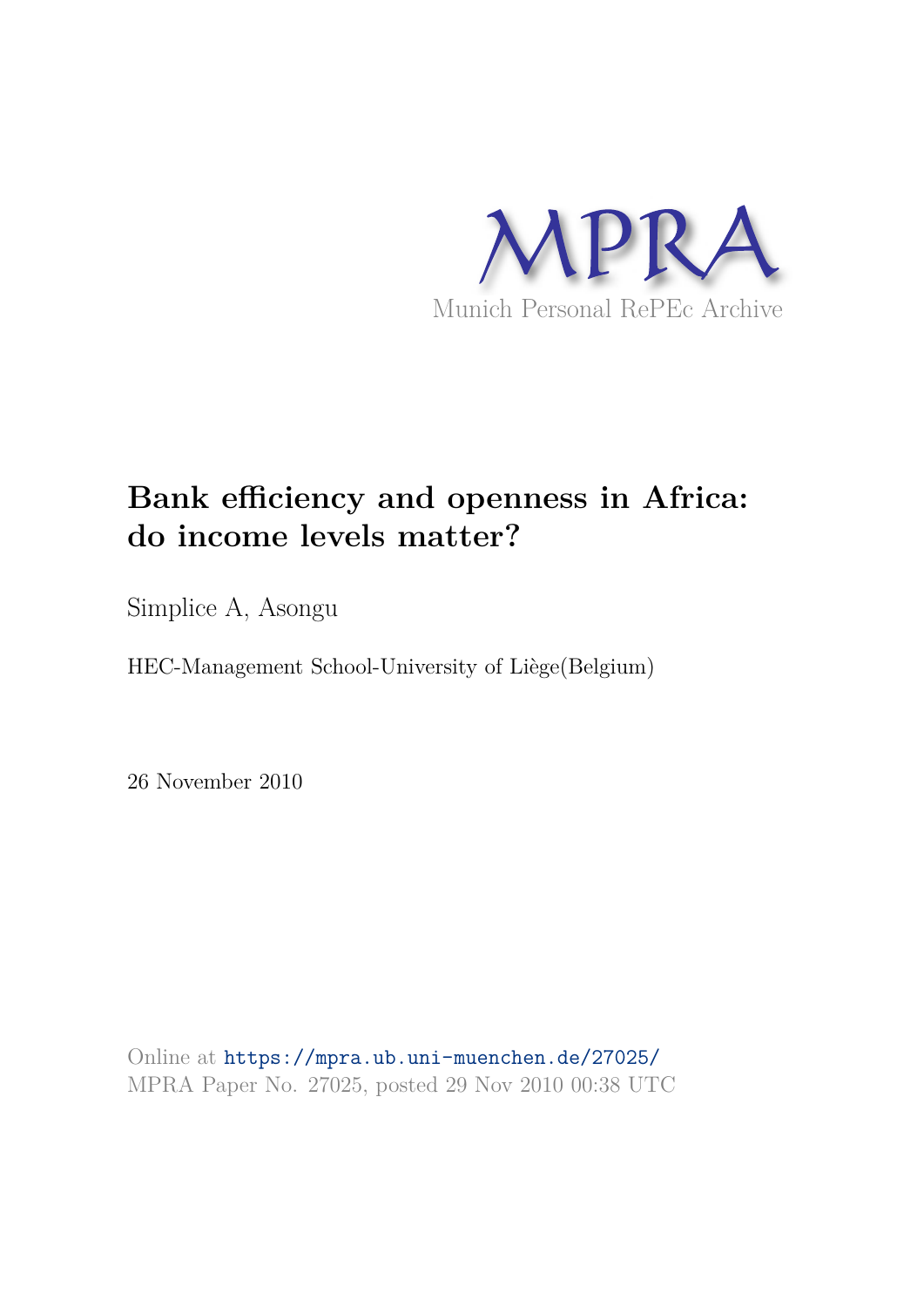MPRA

Munich Personal RePEc Archive

# Bank efficiency and openness in Africa: do income levels matter?

Simplice A, Asongu

HEC-Management School-University of Liège(Belgium)

26 November 2010

Online at https://mpra.ub.uni-muenchen.de/27025/
MPRA Paper No. 27025, posted 29 Nov 2010 00:38 UTC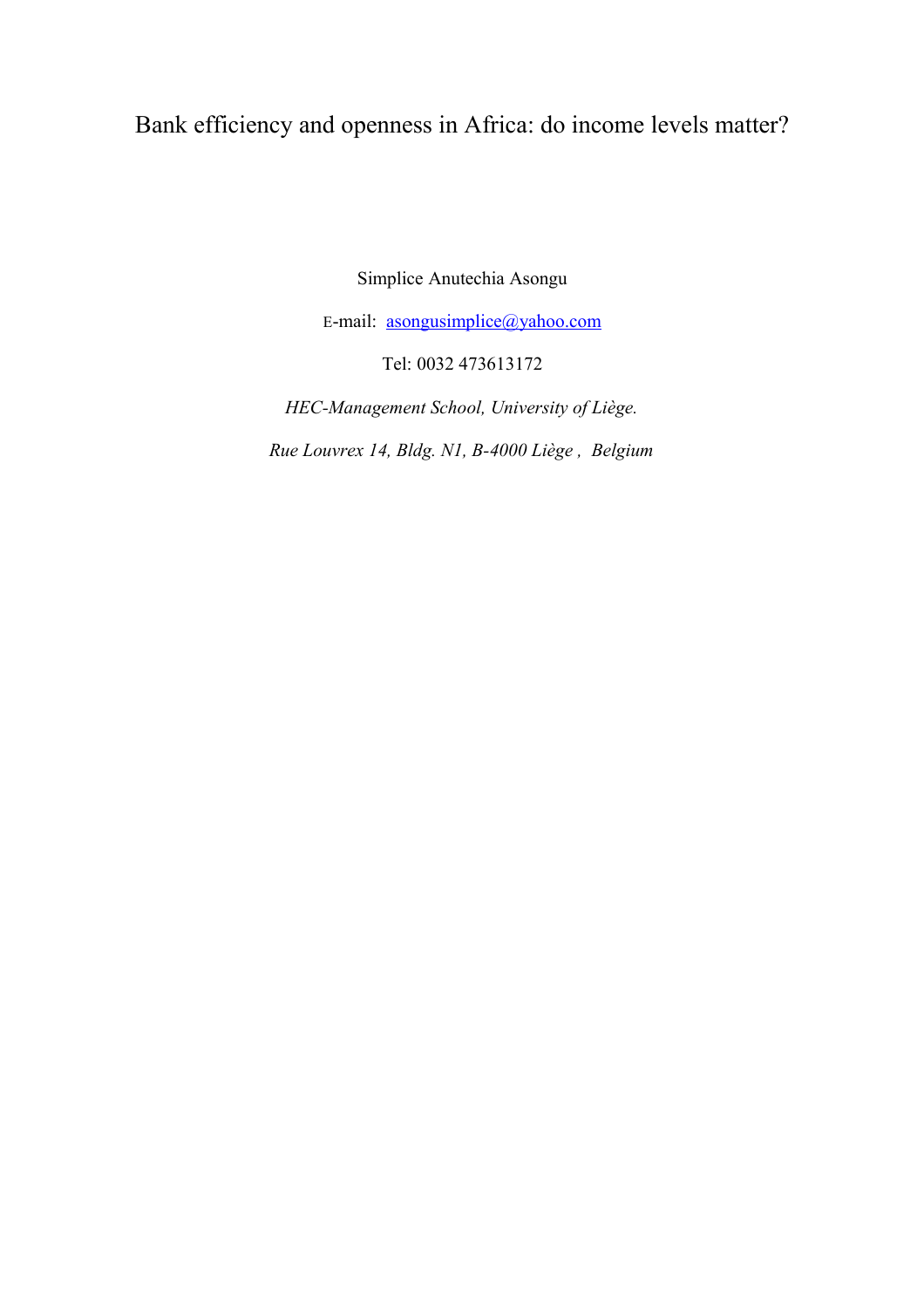# Bank efficiency and openness in Africa: do income levels matter?

Simplice Anutechia Asongu

E-mail: asongusimplice@yahoo.com

Tel: 0032 473613172

*HEC-Management School, University of Liège.*

*Rue Louvrex 14, Bldg. N1, B-4000 Liège , Belgium*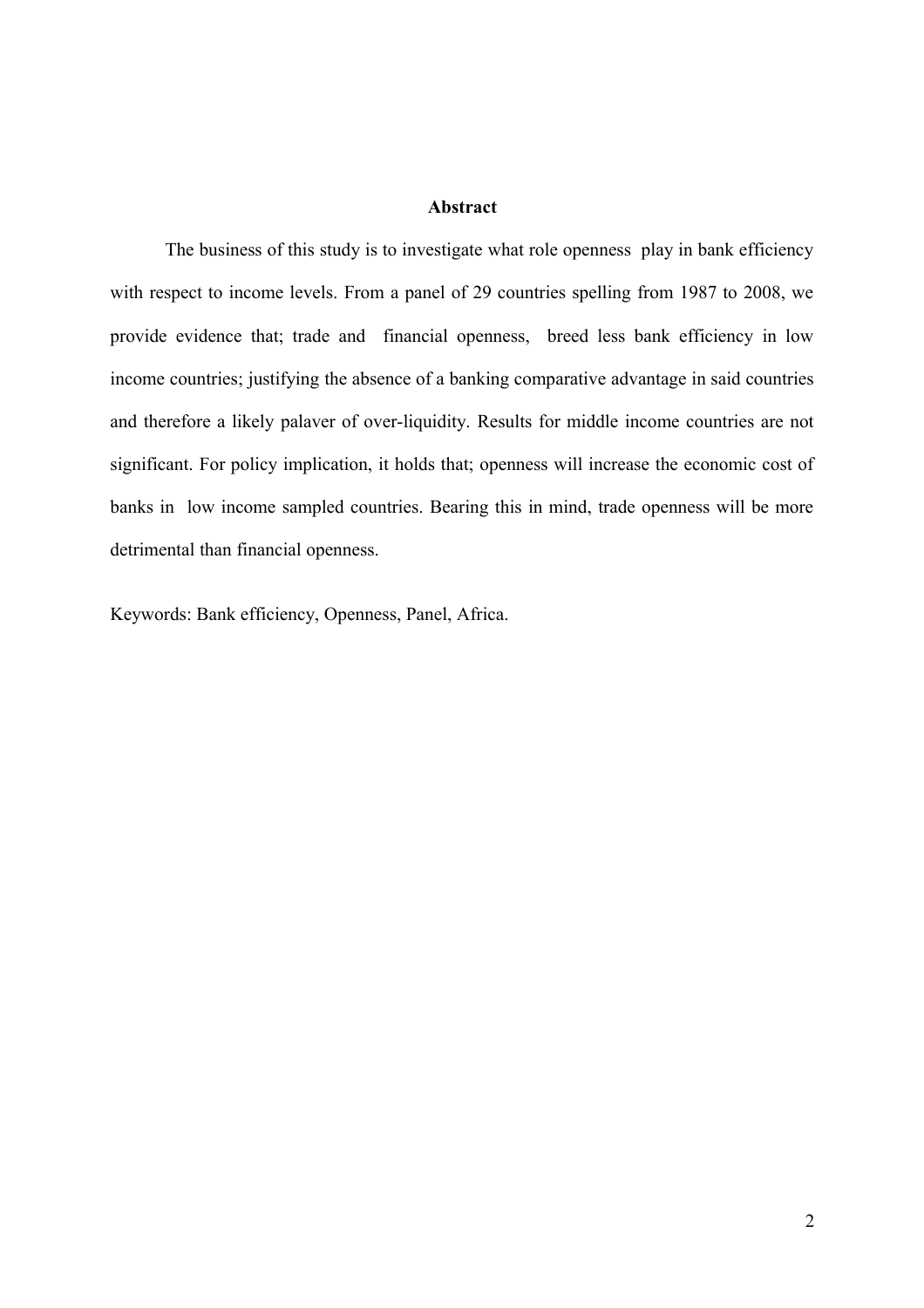## Abstract

The business of this study is to investigate what role openness play in bank efficiency with respect to income levels. From a panel of 29 countries spelling from 1987 to 2008, we provide evidence that; trade and financial openness, breed less bank efficiency in low income countries; justifying the absence of a banking comparative advantage in said countries and therefore a likely palaver of over-liquidity. Results for middle income countries are not significant. For policy implication, it holds that; openness will increase the economic cost of banks in low income sampled countries. Bearing this in mind, trade openness will be more detrimental than financial openness.

Keywords: Bank efficiency, Openness, Panel, Africa.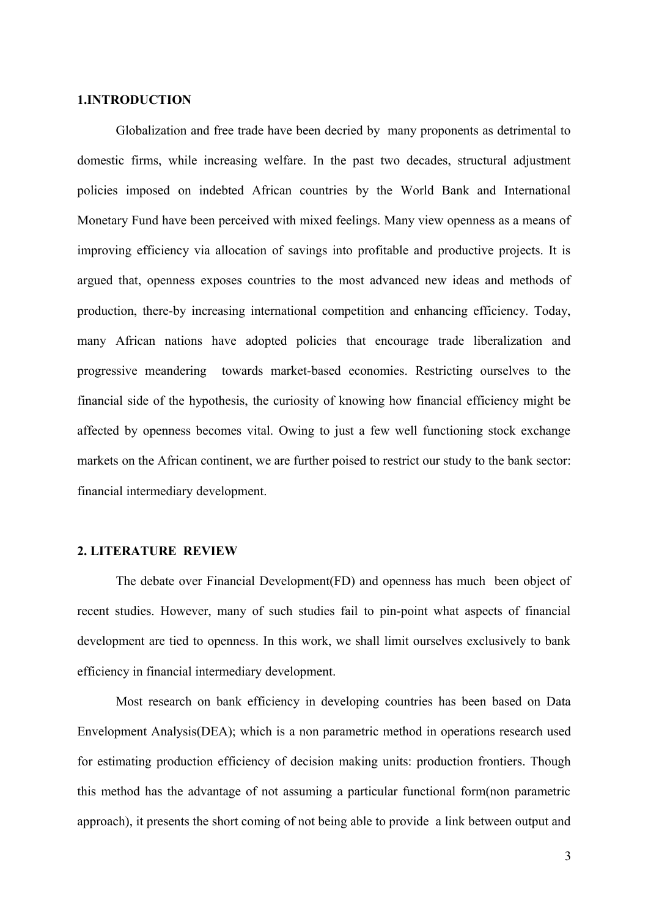## 1.INTRODUCTION

Globalization and free trade have been decried by many proponents as detrimental to domestic firms, while increasing welfare. In the past two decades, structural adjustment policies imposed on indebted African countries by the World Bank and International Monetary Fund have been perceived with mixed feelings. Many view openness as a means of improving efficiency via allocation of savings into profitable and productive projects. It is argued that, openness exposes countries to the most advanced new ideas and methods of production, there-by increasing international competition and enhancing efficiency. Today, many African nations have adopted policies that encourage trade liberalization and progressive meandering towards market-based economies. Restricting ourselves to the financial side of the hypothesis, the curiosity of knowing how financial efficiency might be affected by openness becomes vital. Owing to just a few well functioning stock exchange markets on the African continent, we are further poised to restrict our study to the bank sector: financial intermediary development.

## 2. LITERATURE REVIEW

The debate over Financial Development(FD) and openness has much been object of recent studies. However, many of such studies fail to pin-point what aspects of financial development are tied to openness. In this work, we shall limit ourselves exclusively to bank efficiency in financial intermediary development.

Most research on bank efficiency in developing countries has been based on Data Envelopment Analysis(DEA); which is a non parametric method in operations research used for estimating production efficiency of decision making units: production frontiers. Though this method has the advantage of not assuming a particular functional form(non parametric approach), it presents the short coming of not being able to provide a link between output and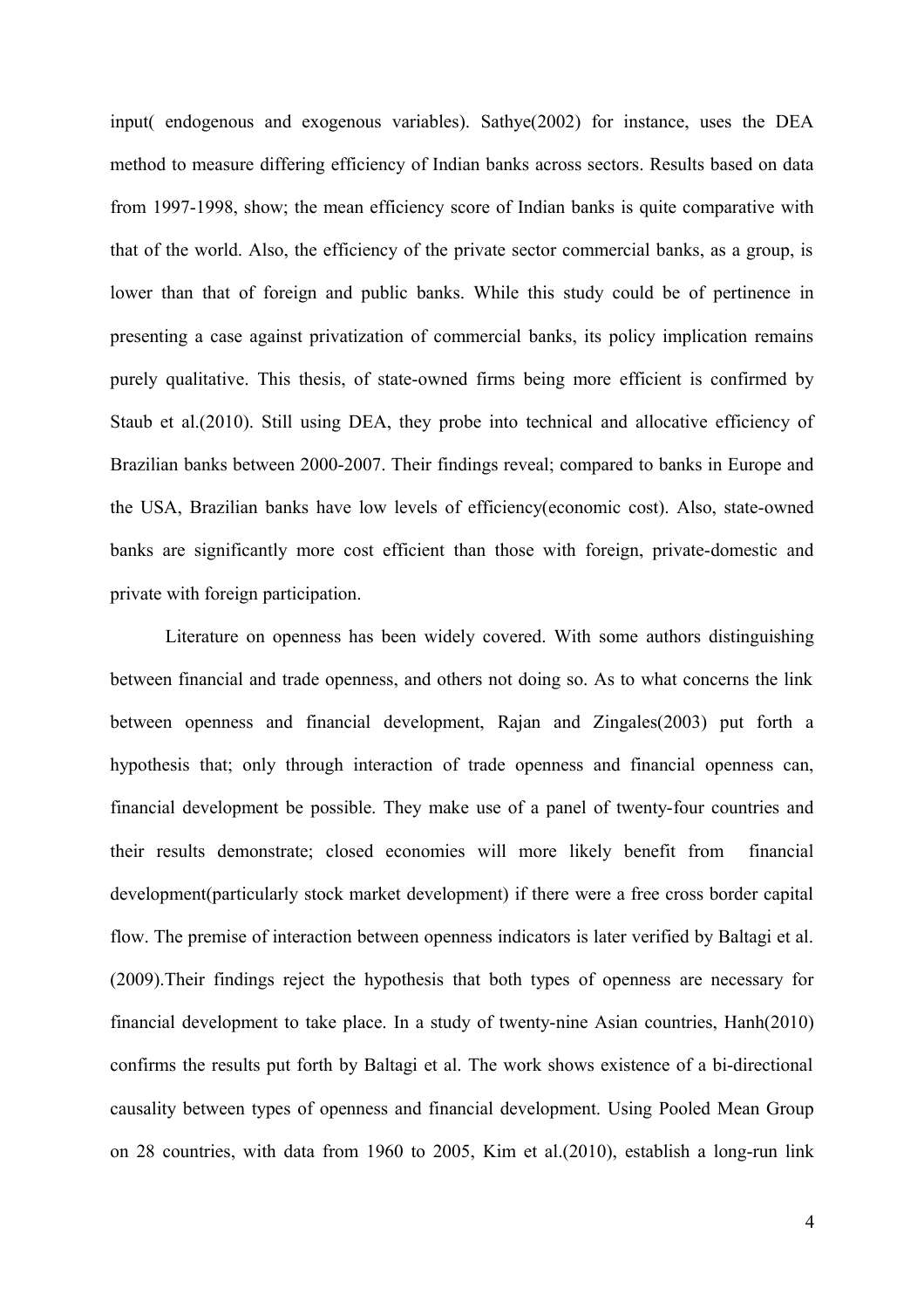input( endogenous and exogenous variables). Sathye(2002) for instance, uses the DEA method to measure differing efficiency of Indian banks across sectors. Results based on data from 1997-1998, show; the mean efficiency score of Indian banks is quite comparative with that of the world. Also, the efficiency of the private sector commercial banks, as a group, is lower than that of foreign and public banks. While this study could be of pertinence in presenting a case against privatization of commercial banks, its policy implication remains purely qualitative. This thesis, of state-owned firms being more efficient is confirmed by Staub et al.(2010). Still using DEA, they probe into technical and allocative efficiency of Brazilian banks between 2000-2007. Their findings reveal; compared to banks in Europe and the USA, Brazilian banks have low levels of efficiency(economic cost). Also, state-owned banks are significantly more cost efficient than those with foreign, private-domestic and private with foreign participation.

Literature on openness has been widely covered. With some authors distinguishing between financial and trade openness, and others not doing so. As to what concerns the link between openness and financial development, Rajan and Zingales(2003) put forth a hypothesis that; only through interaction of trade openness and financial openness can, financial development be possible. They make use of a panel of twenty-four countries and their results demonstrate; closed economies will more likely benefit from financial development(particularly stock market development) if there were a free cross border capital flow. The premise of interaction between openness indicators is later verified by Baltagi et al.(2009).Their findings reject the hypothesis that both types of openness are necessary for financial development to take place. In a study of twenty-nine Asian countries, Hanh(2010) confirms the results put forth by Baltagi et al. The work shows existence of a bi-directional causality between types of openness and financial development. Using Pooled Mean Group on 28 countries, with data from 1960 to 2005, Kim et al.(2010), establish a long-run link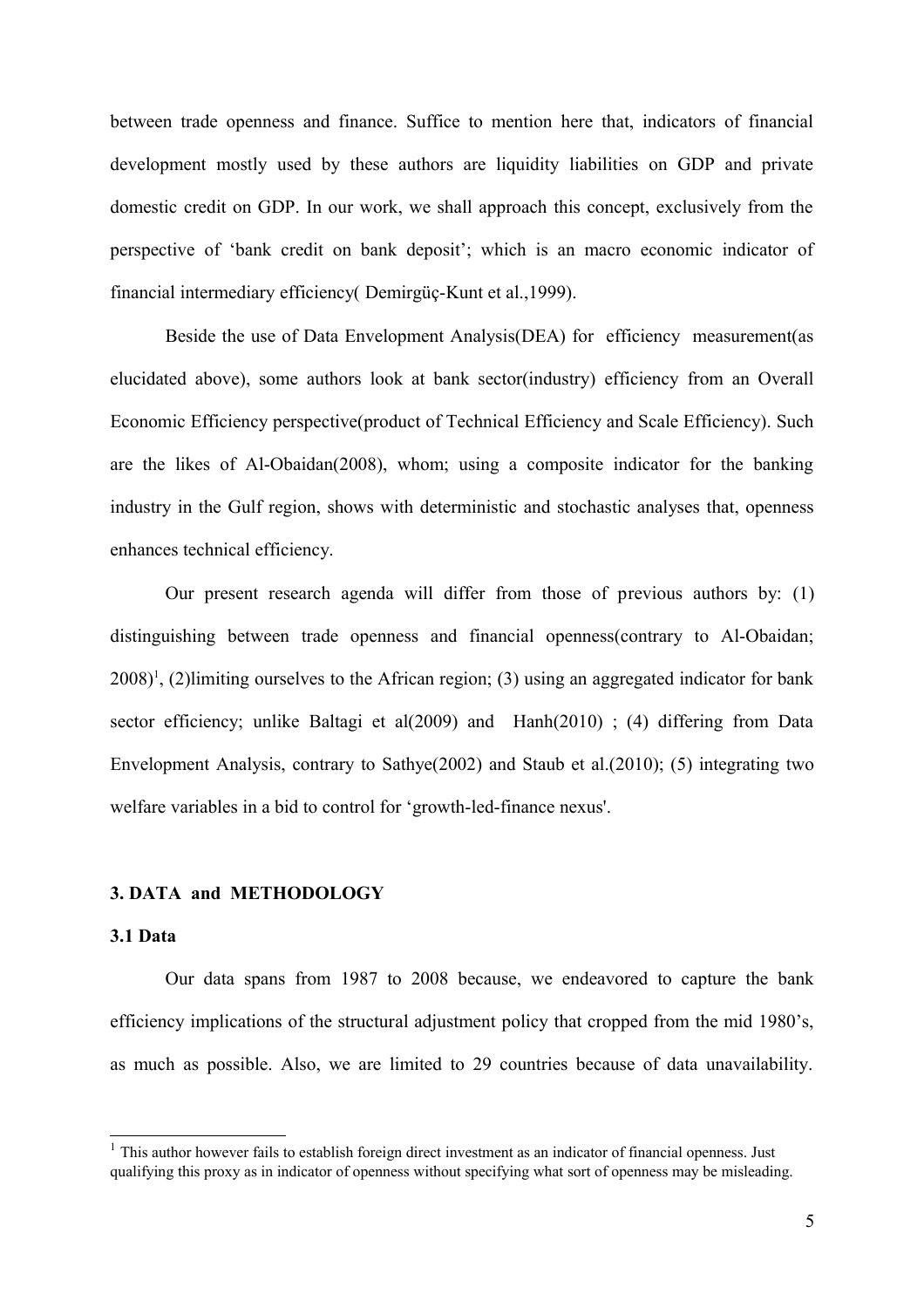between trade openness and finance. Suffice to mention here that, indicators of financial development mostly used by these authors are liquidity liabilities on GDP and private domestic credit on GDP. In our work, we shall approach this concept, exclusively from the perspective of 'bank credit on bank deposit'; which is an macro economic indicator of financial intermediary efficiency( Demirgüç-Kunt et al.,1999).

Beside the use of Data Envelopment Analysis(DEA) for efficiency measurement(as elucidated above), some authors look at bank sector(industry) efficiency from an Overall Economic Efficiency perspective(product of Technical Efficiency and Scale Efficiency). Such are the likes of Al-Obaidan(2008), whom; using a composite indicator for the banking industry in the Gulf region, shows with deterministic and stochastic analyses that, openness enhances technical efficiency.

Our present research agenda will differ from those of previous authors by: (1) distinguishing between trade openness and financial openness(contrary to Al-Obaidan; 2008)[1], (2)limiting ourselves to the African region; (3) using an aggregated indicator for bank sector efficiency; unlike Baltagi et al(2009) and Hanh(2010) ; (4) differing from Data Envelopment Analysis, contrary to Sathye(2002) and Staub et al.(2010); (5) integrating two welfare variables in a bid to control for 'growth-led-finance nexus'.

## 3. DATA and METHODOLOGY

### 3.1 Data

Our data spans from 1987 to 2008 because, we endeavored to capture the bank efficiency implications of the structural adjustment policy that cropped from the mid 1980's, as much as possible. Also, we are limited to 29 countries because of data unavailability.

[1] This author however fails to establish foreign direct investment as an indicator of financial openness. Just qualifying this proxy as in indicator of openness without specifying what sort of openness may be misleading.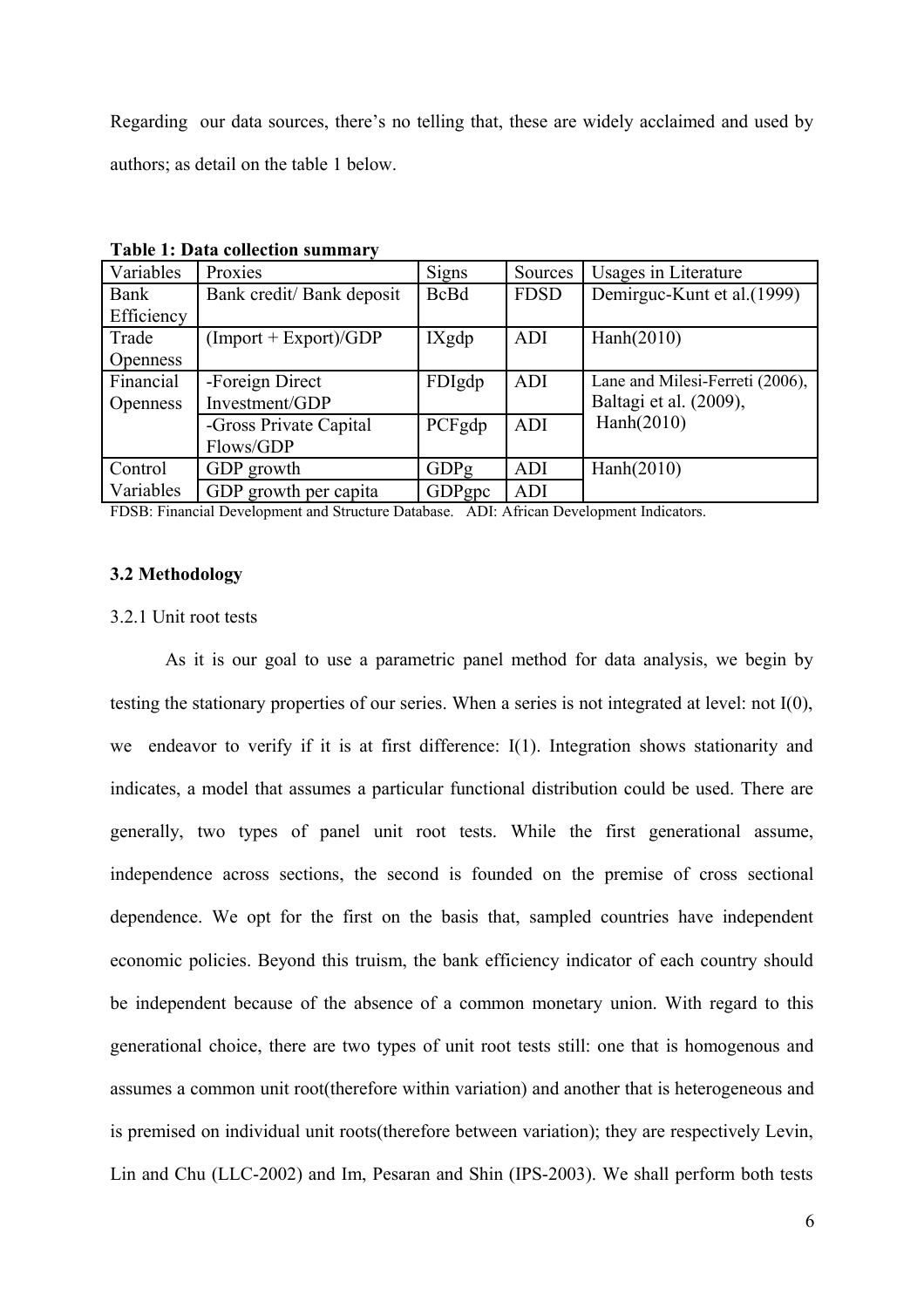Regarding our data sources, there's no telling that, these are widely acclaimed and used by authors; as detail on the table 1 below.

**Table 1: Data collection summary**

| Variables | Proxies | Signs | Sources | Usages in Literature |
|---|---|---|---|---|
| Bank Efficiency | Bank credit/ Bank deposit | BcBd | FDSD | Demirguc-Kunt et al.(1999) |
| Trade Openness | (Import + Export)/GDP | IXgdp | ADI | Hanh(2010) |
| Financial Openness | -Foreign Direct Investment/GDP | FDIgdp | ADI | Lane and Milesi-Ferreti (2006), Baltagi et al. (2009), Hanh(2010) |
| | -Gross Private Capital Flows/GDP | PCFgdp | ADI | |
| Control Variables | GDP growth | GDPg | ADI | Hanh(2010) |
| | GDP growth per capita | GDPgpc | ADI | |

FDSB: Financial Development and Structure Database. ADI: African Development Indicators.

### 3.2 Methodology

3.2.1 Unit root tests

As it is our goal to use a parametric panel method for data analysis, we begin by testing the stationary properties of our series. When a series is not integrated at level: not I(0), we endeavor to verify if it is at first difference: I(1). Integration shows stationarity and indicates, a model that assumes a particular functional distribution could be used. There are generally, two types of panel unit root tests. While the first generational assume, independence across sections, the second is founded on the premise of cross sectional dependence. We opt for the first on the basis that, sampled countries have independent economic policies. Beyond this truism, the bank efficiency indicator of each country should be independent because of the absence of a common monetary union. With regard to this generational choice, there are two types of unit root tests still: one that is homogenous and assumes a common unit root(therefore within variation) and another that is heterogeneous and is premised on individual unit roots(therefore between variation); they are respectively Levin, Lin and Chu (LLC-2002) and Im, Pesaran and Shin (IPS-2003). We shall perform both tests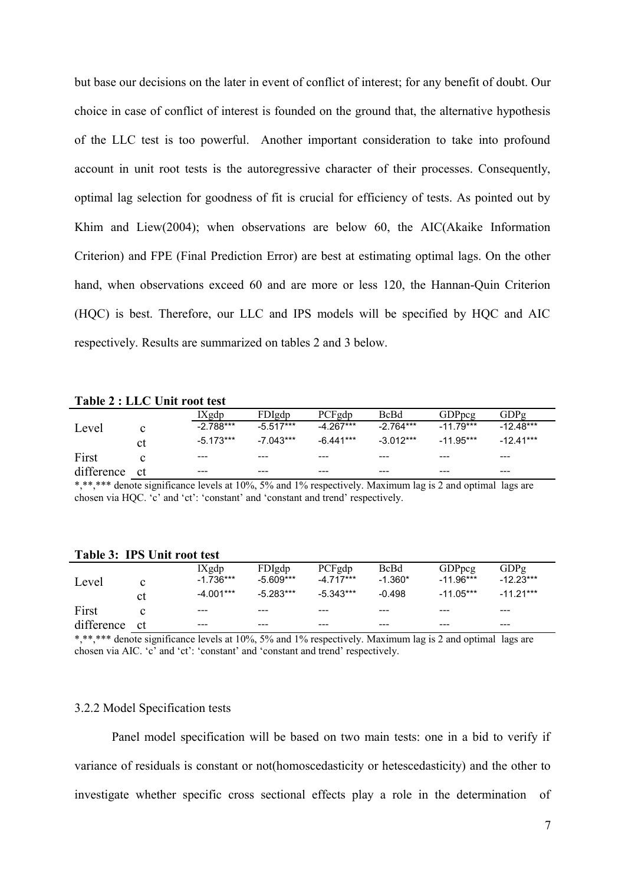but base our decisions on the later in event of conflict of interest; for any benefit of doubt. Our choice in case of conflict of interest is founded on the ground that, the alternative hypothesis of the LLC test is too powerful. Another important consideration to take into profound account in unit root tests is the autoregressive character of their processes. Consequently, optimal lag selection for goodness of fit is crucial for efficiency of tests. As pointed out by Khim and Liew(2004); when observations are below 60, the AIC(Akaike Information Criterion) and FPE (Final Prediction Error) are best at estimating optimal lags. On the other hand, when observations exceed 60 and are more or less 120, the Hannan-Quin Criterion (HQC) is best. Therefore, our LLC and IPS models will be specified by HQC and AIC respectively. Results are summarized on tables 2 and 3 below.

**Table 2 : LLC Unit root test**

| | | IXgdp | FDIgdp | PCFgdp | BcBd | GDPpcg | GDPg |
|---|---|---|---|---|---|---|---|
| Level | c | -2.788*** | -5.517*** | -4.267*** | -2.764*** | -11.79*** | -12.48*** |
| | ct | -5.173*** | -7.043*** | -6.441*** | -3.012*** | -11.95*** | -12.41*** |
| First | c | --- | --- | --- | --- | --- | --- |
| difference | ct | --- | --- | --- | --- | --- | --- |

*,**,*** denote significance levels at 10%, 5% and 1% respectively. Maximum lag is 2 and optimal lags are chosen via HQC. 'c' and 'ct': 'constant' and 'constant and trend' respectively.

**Table 3: IPS Unit root test**

| | | IXgdp | FDIgdp | PCFgdp | BcBd | GDPpcg | GDPg |
|---|---|---|---|---|---|---|---|
| Level | c | -1.736*** | -5.609*** | -4.717*** | -1.360* | -11.96*** | -12.23*** |
| | ct | -4.001*** | -5.283*** | -5.343*** | -0.498 | -11.05*** | -11.21*** |
| First | c | --- | --- | --- | --- | --- | --- |
| difference | ct | --- | --- | --- | --- | --- | --- |

*,**,*** denote significance levels at 10%, 5% and 1% respectively. Maximum lag is 2 and optimal lags are chosen via AIC. 'c' and 'ct': 'constant' and 'constant and trend' respectively.

### 3.2.2 Model Specification tests

Panel model specification will be based on two main tests: one in a bid to verify if variance of residuals is constant or not(homoscedasticity or hetescedasticity) and the other to investigate whether specific cross sectional effects play a role in the determination of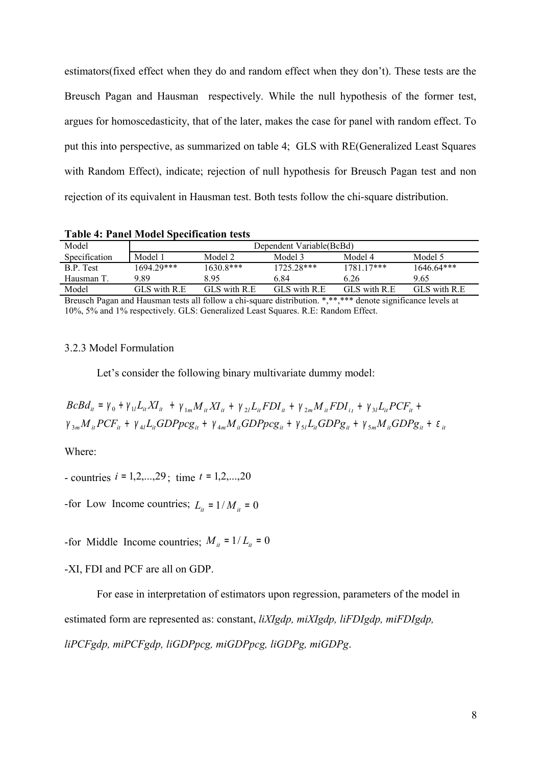estimators(fixed effect when they do and random effect when they don't). These tests are the Breusch Pagan and Hausman respectively. While the null hypothesis of the former test, argues for homoscedasticity, that of the later, makes the case for panel with random effect. To put this into perspective, as summarized on table 4; GLS with RE(Generalized Least Squares with Random Effect), indicate; rejection of null hypothesis for Breusch Pagan test and non rejection of its equivalent in Hausman test. Both tests follow the chi-square distribution.

**Table 4: Panel Model Specification tests**

| Model | Dependent Variable(BcBd) | | | | |
|---|---|---|---|---|---|
| Specification | Model 1 | Model 2 | Model 3 | Model 4 | Model 5 |
| B.P. Test | 1694.29*** | 1630.8*** | 1725.28*** | 1781.17*** | 1646.64*** |
| Hausman T. | 9.89 | 8.95 | 6.84 | 6.26 | 9.65 |
| Model | GLS with R.E | GLS with R.E | GLS with R.E | GLS with R.E | GLS with R.E |

Breusch Pagan and Hausman tests all follow a chi-square distribution. *,**,*** denote significance levels at 10%, 5% and 1% respectively. GLS: Generalized Least Squares. R.E: Random Effect.

### 3.2.3 Model Formulation

Let's consider the following binary multivariate dummy model:

$$BcBd_{it} = \gamma_0 + \gamma_{1l} L_{it} XI_{it} + \gamma_{1m} M_{it} XI_{it} + \gamma_{2l} L_{it} FDI_{it} + \gamma_{2m} M_{it} FDI_{it} + \gamma_{3l} L_{it} PCF_{it} +$$
$$\gamma_{3m} M_{it} PCF_{it} + \gamma_{4l} L_{it} GDPpcg_{it} + \gamma_{4m} M_{it} GDPpcg_{it} + \gamma_{5l} L_{it} GDPg_{it} + \gamma_{5m} M_{it} GDPg_{it} + \varepsilon_{it}$$

Where:

- countries $i = 1,2,...,29$; time $t = 1,2,...,20$

-for Low Income countries; $L_{it} = 1 / M_{it} = 0$

-for Middle Income countries; $M_{it} = 1 / L_{it} = 0$

-XI, FDI and PCF are all on GDP.

For ease in interpretation of estimators upon regression, parameters of the model in estimated form are represented as: constant, *liXIgdp, miXIgdp, liFDIgdp, miFDIgdp, liPCFgdp, miPCFgdp, liGDPpcg, miGDPpcg, liGDPg, miGDPg*.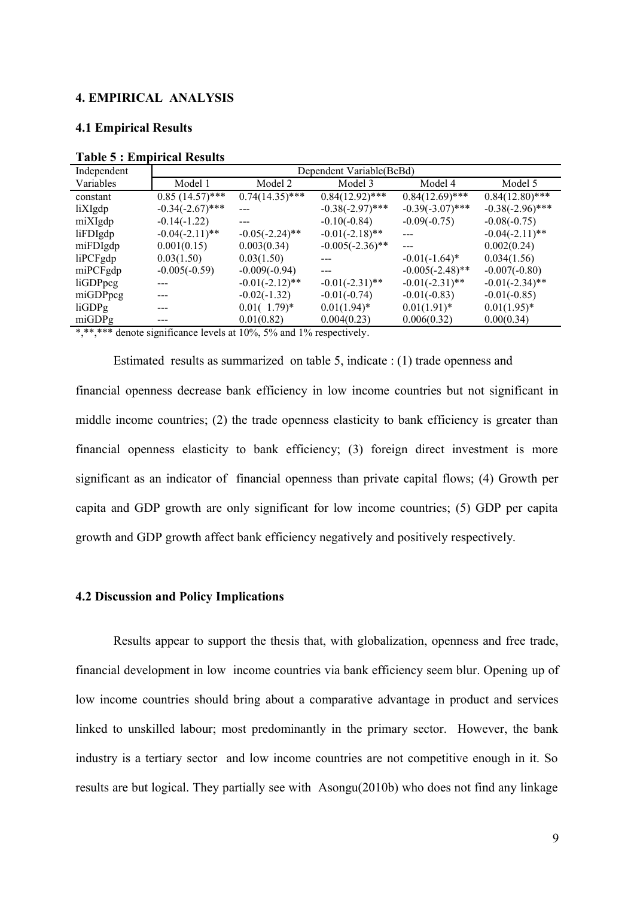## 4. EMPIRICAL ANALYSIS

### 4.1 Empirical Results

**Table 5 : Empirical Results**

| Independent | Dependent Variable(BcBd) | | | | |
|---|---|---|---|---|---|
| Variables | Model 1 | Model 2 | Model 3 | Model 4 | Model 5 |
| constant | 0.85 (14.57)*** | 0.74(14.35)*** | 0.84(12.92)*** | 0.84(12.69)*** | 0.84(12.80)*** |
| liXIgdp | -0.34(-2.67)*** | --- | -0.38(-2.97)*** | -0.39(-3.07)*** | -0.38(-2.96)*** |
| miXIgdp | -0.14(-1.22) | --- | -0.10(-0.84) | -0.09(-0.75) | -0.08(-0.75) |
| liFDIgdp | -0.04(-2.11)** | -0.05(-2.24)** | -0.01(-2.18)** | --- | -0.04(-2.11)** |
| miFDIgdp | 0.001(0.15) | 0.003(0.34) | -0.005(-2.36)** | --- | 0.002(0.24) |
| liPCFgdp | 0.03(1.50) | 0.03(1.50) | --- | -0.01(-1.64)* | 0.034(1.56) |
| miPCFgdp | -0.005(-0.59) | -0.009(-0.94) | --- | -0.005(-2.48)** | -0.007(-0.80) |
| liGDPpcg | --- | -0.01(-2.12)** | -0.01(-2.31)** | -0.01(-2.31)** | -0.01(-2.34)** |
| miGDPpcg | --- | -0.02(-1.32) | -0.01(-0.74) | -0.01(-0.83) | -0.01(-0.85) |
| liGDPg | --- | 0.01( 1.79)* | 0.01(1.94)* | 0.01(1.91)* | 0.01(1.95)* |
| miGDPg | --- | 0.01(0.82) | 0.004(0.23) | 0.006(0.32) | 0.00(0.34) |

*,**,*** denote significance levels at 10%, 5% and 1% respectively.

Estimated results as summarized on table 5, indicate : (1) trade openness and financial openness decrease bank efficiency in low income countries but not significant in middle income countries; (2) the trade openness elasticity to bank efficiency is greater than financial openness elasticity to bank efficiency; (3) foreign direct investment is more significant as an indicator of financial openness than private capital flows; (4) Growth per capita and GDP growth are only significant for low income countries; (5) GDP per capita growth and GDP growth affect bank efficiency negatively and positively respectively.

### 4.2 Discussion and Policy Implications

Results appear to support the thesis that, with globalization, openness and free trade, financial development in low income countries via bank efficiency seem blur. Opening up of low income countries should bring about a comparative advantage in product and services linked to unskilled labour; most predominantly in the primary sector. However, the bank industry is a tertiary sector and low income countries are not competitive enough in it. So results are but logical. They partially see with Asongu(2010b) who does not find any linkage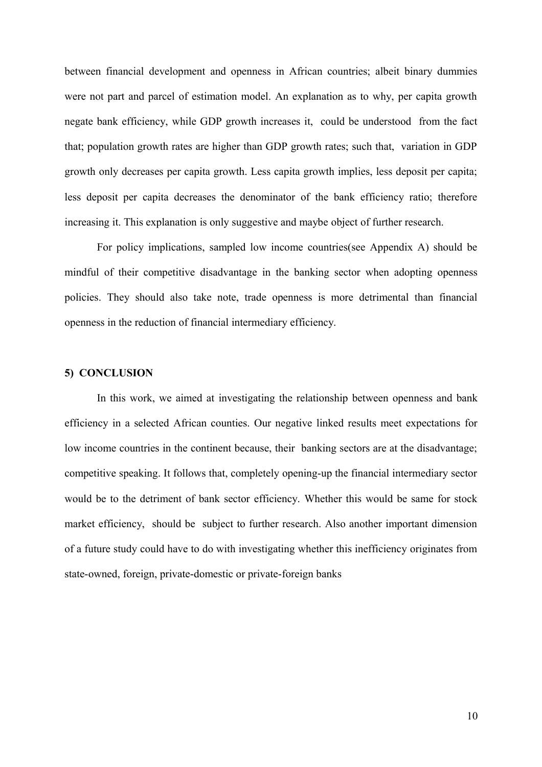between financial development and openness in African countries; albeit binary dummies were not part and parcel of estimation model. An explanation as to why, per capita growth negate bank efficiency, while GDP growth increases it, could be understood from the fact that; population growth rates are higher than GDP growth rates; such that, variation in GDP growth only decreases per capita growth. Less capita growth implies, less deposit per capita; less deposit per capita decreases the denominator of the bank efficiency ratio; therefore increasing it. This explanation is only suggestive and maybe object of further research.

For policy implications, sampled low income countries(see Appendix A) should be mindful of their competitive disadvantage in the banking sector when adopting openness policies. They should also take note, trade openness is more detrimental than financial openness in the reduction of financial intermediary efficiency.

## 5) CONCLUSION

In this work, we aimed at investigating the relationship between openness and bank efficiency in a selected African counties. Our negative linked results meet expectations for low income countries in the continent because, their banking sectors are at the disadvantage; competitive speaking. It follows that, completely opening-up the financial intermediary sector would be to the detriment of bank sector efficiency. Whether this would be same for stock market efficiency, should be subject to further research. Also another important dimension of a future study could have to do with investigating whether this inefficiency originates from state-owned, foreign, private-domestic or private-foreign banks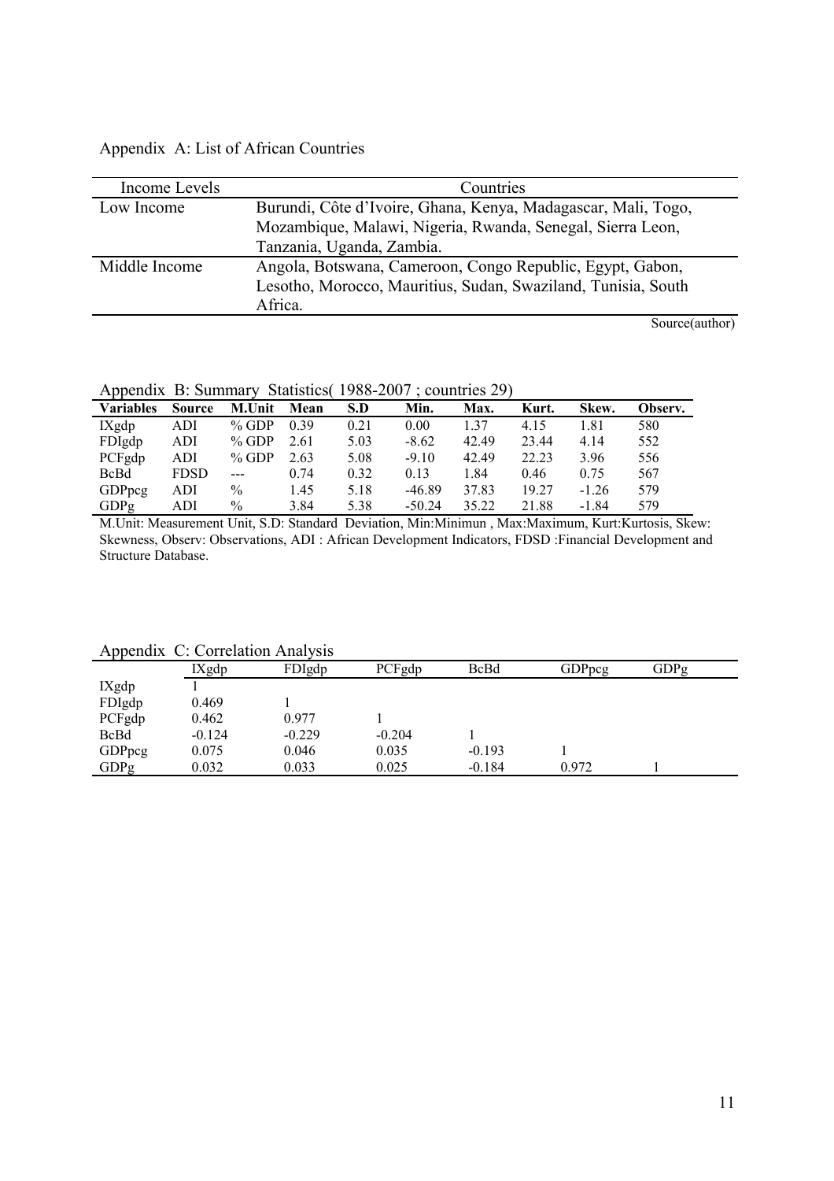Appendix A: List of African Countries

| Income Levels | Countries |
|---|---|
| Low Income | Burundi, Côte d'Ivoire, Ghana, Kenya, Madagascar, Mali, Togo, Mozambique, Malawi, Nigeria, Rwanda, Senegal, Sierra Leon, Tanzania, Uganda, Zambia. |
| Middle Income | Angola, Botswana, Cameroon, Congo Republic, Egypt, Gabon, Lesotho, Morocco, Mauritius, Sudan, Swaziland, Tunisia, South Africa. |

Source(author)

Appendix B: Summary Statistics( 1988-2007 ; countries 29)

| Variables | Source | M.Unit | Mean | S.D | Min. | Max. | Kurt. | Skew. | Observ. |
|---|---|---|---|---|---|---|---|---|---|
| IXgdp | ADI | % GDP | 0.39 | 0.21 | 0.00 | 1.37 | 4.15 | 1.81 | 580 |
| FDIgdp | ADI | % GDP | 2.61 | 5.03 | -8.62 | 42.49 | 23.44 | 4.14 | 552 |
| PCFgdp | ADI | % GDP | 2.63 | 5.08 | -9.10 | 42.49 | 22.23 | 3.96 | 556 |
| BcBd | FDSD | --- | 0.74 | 0.32 | 0.13 | 1.84 | 0.46 | 0.75 | 567 |
| GDPpcg | ADI | % | 1.45 | 5.18 | -46.89 | 37.83 | 19.27 | -1.26 | 579 |
| GDPg | ADI | % | 3.84 | 5.38 | -50.24 | 35.22 | 21.88 | -1.84 | 579 |

M.Unit: Measurement Unit, S.D: Standard Deviation, Min:Minimun , Max:Maximum, Kurt:Kurtosis, Skew: Skewness, Observ: Observations, ADI : African Development Indicators, FDSD :Financial Development and Structure Database.

Appendix C: Correlation Analysis

| | IXgdp | FDIgdp | PCFgdp | BcBd | GDPpcg | GDPg |
|---|---|---|---|---|---|---|
| IXgdp | 1 | | | | | |
| FDIgdp | 0.469 | 1 | | | | |
| PCFgdp | 0.462 | 0.977 | 1 | | | |
| BcBd | -0.124 | -0.229 | -0.204 | 1 | | |
| GDPpcg | 0.075 | 0.046 | 0.035 | -0.193 | 1 | |
| GDPg | 0.032 | 0.033 | 0.025 | -0.184 | 0.972 | 1 |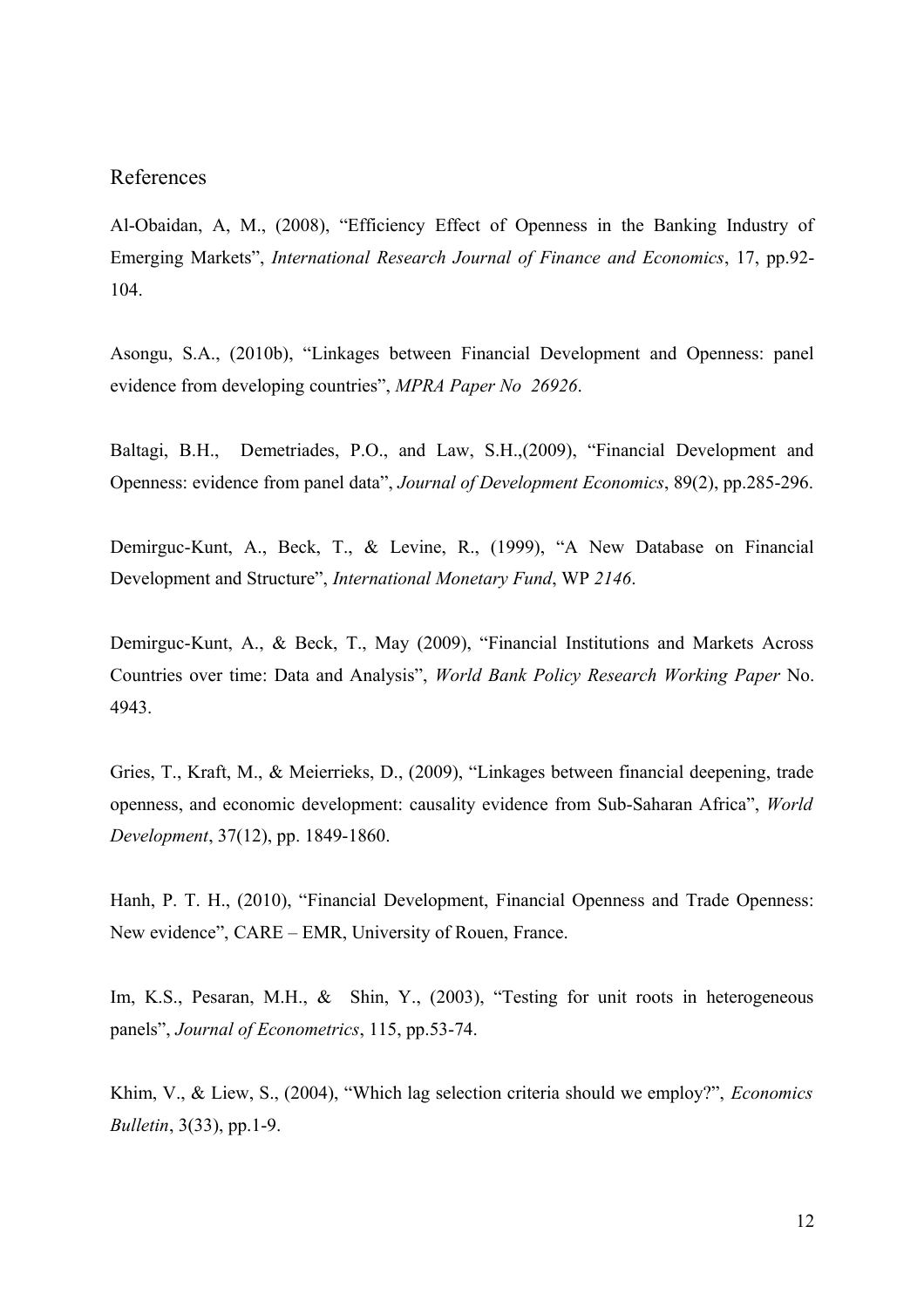## References

Al-Obaidan, A, M., (2008), "Efficiency Effect of Openness in the Banking Industry of Emerging Markets", *International Research Journal of Finance and Economics*, 17, pp.92-104.

Asongu, S.A., (2010b), "Linkages between Financial Development and Openness: panel evidence from developing countries", *MPRA Paper No 26926*.

Baltagi, B.H., Demetriades, P.O., and Law, S.H.,(2009), "Financial Development and Openness: evidence from panel data", *Journal of Development Economics*, 89(2), pp.285-296.

Demirguc-Kunt, A., Beck, T., & Levine, R., (1999), "A New Database on Financial Development and Structure", *International Monetary Fund*, WP *2146*.

Demirguc-Kunt, A., & Beck, T., May (2009), "Financial Institutions and Markets Across Countries over time: Data and Analysis", *World Bank Policy Research Working Paper* No. 4943.

Gries, T., Kraft, M., & Meierrieks, D., (2009), "Linkages between financial deepening, trade openness, and economic development: causality evidence from Sub-Saharan Africa", *World Development*, 37(12), pp. 1849-1860.

Hanh, P. T. H., (2010), "Financial Development, Financial Openness and Trade Openness: New evidence", CARE – EMR, University of Rouen, France.

Im, K.S., Pesaran, M.H., & Shin, Y., (2003), "Testing for unit roots in heterogeneous panels", *Journal of Econometrics*, 115, pp.53-74.

Khim, V., & Liew, S., (2004), "Which lag selection criteria should we employ?", *Economics Bulletin*, 3(33), pp.1-9.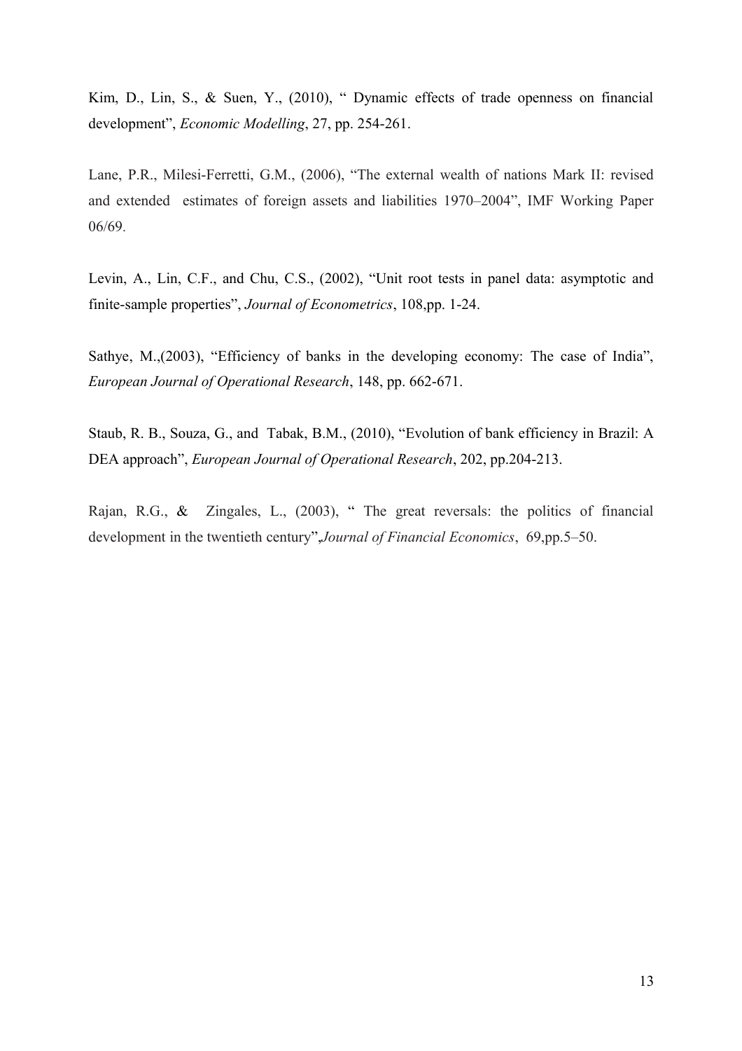Kim, D., Lin, S., & Suen, Y., (2010), " Dynamic effects of trade openness on financial development", *Economic Modelling*, 27, pp. 254-261.

Lane, P.R., Milesi-Ferretti, G.M., (2006), "The external wealth of nations Mark II: revised and extended estimates of foreign assets and liabilities 1970–2004", IMF Working Paper 06/69.

Levin, A., Lin, C.F., and Chu, C.S., (2002), "Unit root tests in panel data: asymptotic and finite-sample properties", *Journal of Econometrics*, 108,pp. 1-24.

Sathye, M.,(2003), "Efficiency of banks in the developing economy: The case of India", *European Journal of Operational Research*, 148, pp. 662-671.

Staub, R. B., Souza, G., and Tabak, B.M., (2010), "Evolution of bank efficiency in Brazil: A DEA approach", *European Journal of Operational Research*, 202, pp.204-213.

Rajan, R.G., & Zingales, L., (2003), " The great reversals: the politics of financial development in the twentieth century",*Journal of Financial Economics*, 69,pp.5–50.